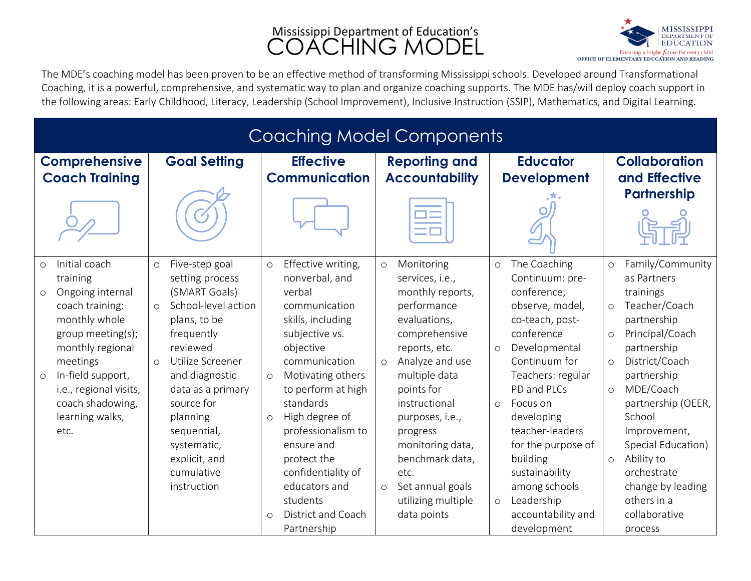# Mississippi Department of Education's COACHING MODEL

The MDE's coaching model has been proven to be an effective method of transforming Mississippi schools. Developed around Transformational Coaching, it is a powerful, comprehensive, and systematic way to plan and organize coaching supports. The MDE has/will deploy coach support in the following areas: Early Childhood, Literacy, Leadership (School Improvement), Inclusive Instruction (SSIP), Mathematics, and Digital Learning.

## Coaching Model Components

| Comprehensive Coach Training | Goal Setting | Effective Communication | Reporting and Accountability | Educator Development | Collaboration and Effective Partnership |
|---|---|---|---|---|---|
| ○ Initial coach training<br>○ Ongoing internal coach training: monthly whole group meeting(s); monthly regional meetings<br>○ In-field support, i.e., regional visits, coach shadowing, learning walks, etc. | ○ Five-step goal setting process (SMART Goals)<br>○ School-level action plans, to be frequently reviewed<br>○ Utilize Screener and diagnostic data as a primary source for planning sequential, systematic, explicit, and cumulative instruction | ○ Effective writing, nonverbal, and verbal communication skills, including subjective vs. objective communication<br>○ Motivating others to perform at high standards<br>○ High degree of professionalism to ensure and protect the confidentiality of educators and students<br>○ District and Coach Partnership | ○ Monitoring services, i.e., monthly reports, performance evaluations, comprehensive reports, etc.<br>○ Analyze and use multiple data points for instructional purposes, i.e., progress monitoring data, benchmark data, etc.<br>○ Set annual goals utilizing multiple data points | ○ The Coaching Continuum: pre-conference, observe, model, co-teach, post-conference<br>○ Developmental Continuum for Teachers: regular PD and PLCs<br>○ Focus on developing teacher-leaders for the purpose of building sustainability among schools<br>○ Leadership accountability and development | ○ Family/Community as Partners trainings<br>○ Teacher/Coach partnership<br>○ Principal/Coach partnership<br>○ District/Coach partnership<br>○ MDE/Coach partnership (OEER, School Improvement, Special Education)<br>○ Ability to orchestrate change by leading others in a collaborative process |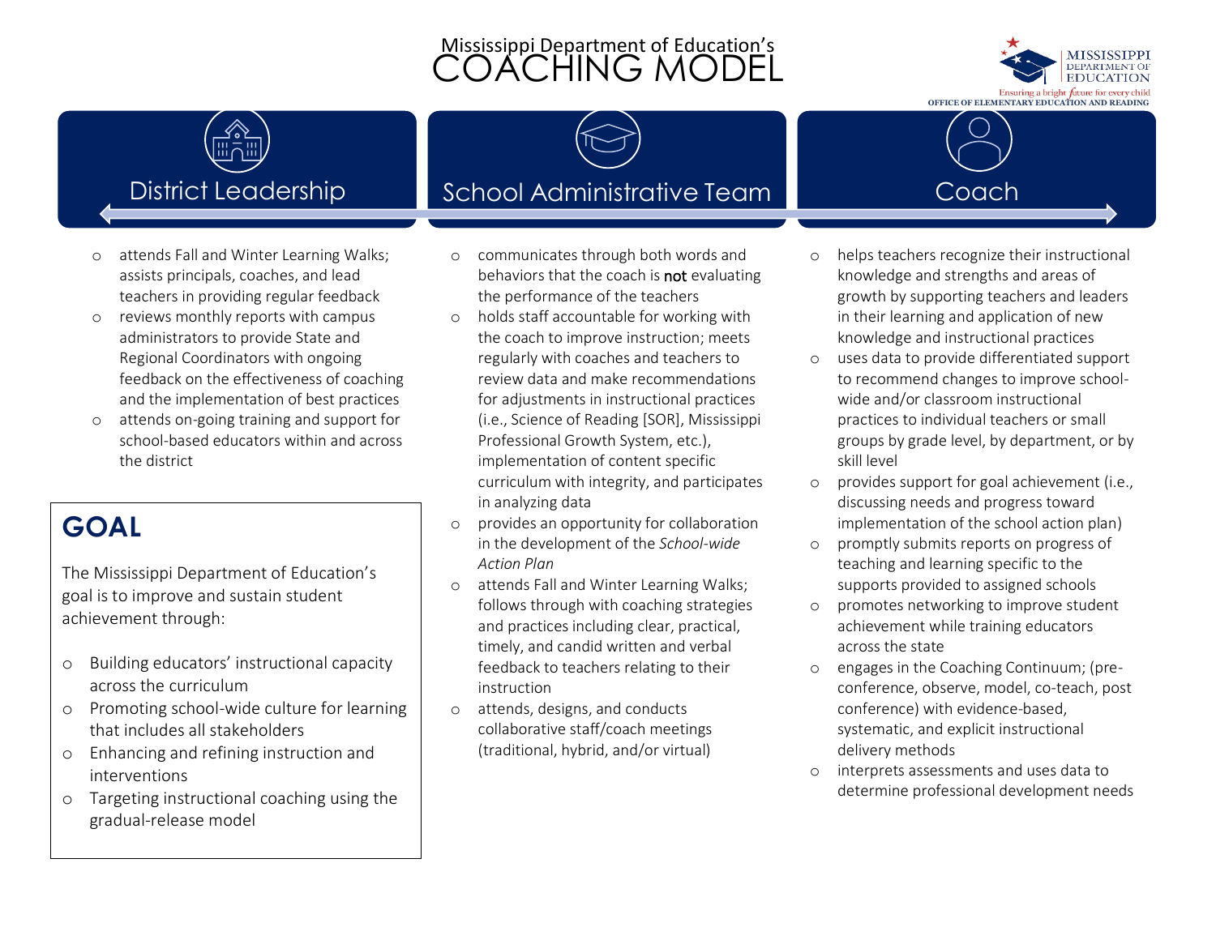# Mississippi Department of Education's COACHING MODEL

MISSISSIPPI DEPARTMENT OF EDUCATION
Ensuring a bright future for every child
OFFICE OF ELEMENTARY EDUCATION AND READING

## District Leadership

- attends Fall and Winter Learning Walks; assists principals, coaches, and lead teachers in providing regular feedback
- reviews monthly reports with campus administrators to provide State and Regional Coordinators with ongoing feedback on the effectiveness of coaching and the implementation of best practices
- attends on-going training and support for school-based educators within and across the district

## GOAL

The Mississippi Department of Education's goal is to improve and sustain student achievement through:

- Building educators' instructional capacity across the curriculum
- Promoting school-wide culture for learning that includes all stakeholders
- Enhancing and refining instruction and interventions
- Targeting instructional coaching using the gradual-release model

## School Administrative Team

- communicates through both words and behaviors that the coach is **not** evaluating the performance of the teachers
- holds staff accountable for working with the coach to improve instruction; meets regularly with coaches and teachers to review data and make recommendations for adjustments in instructional practices (i.e., Science of Reading [SOR], Mississippi Professional Growth System, etc.), implementation of content specific curriculum with integrity, and participates in analyzing data
- provides an opportunity for collaboration in the development of the *School-wide Action Plan*
- attends Fall and Winter Learning Walks; follows through with coaching strategies and practices including clear, practical, timely, and candid written and verbal feedback to teachers relating to their instruction
- attends, designs, and conducts collaborative staff/coach meetings (traditional, hybrid, and/or virtual)

## Coach

- helps teachers recognize their instructional knowledge and strengths and areas of growth by supporting teachers and leaders in their learning and application of new knowledge and instructional practices
- uses data to provide differentiated support to recommend changes to improve school-wide and/or classroom instructional practices to individual teachers or small groups by grade level, by department, or by skill level
- provides support for goal achievement (i.e., discussing needs and progress toward implementation of the school action plan)
- promptly submits reports on progress of teaching and learning specific to the supports provided to assigned schools
- promotes networking to improve student achievement while training educators across the state
- engages in the Coaching Continuum; (pre-conference, observe, model, co-teach, post conference) with evidence-based, systematic, and explicit instructional delivery methods
- interprets assessments and uses data to determine professional development needs